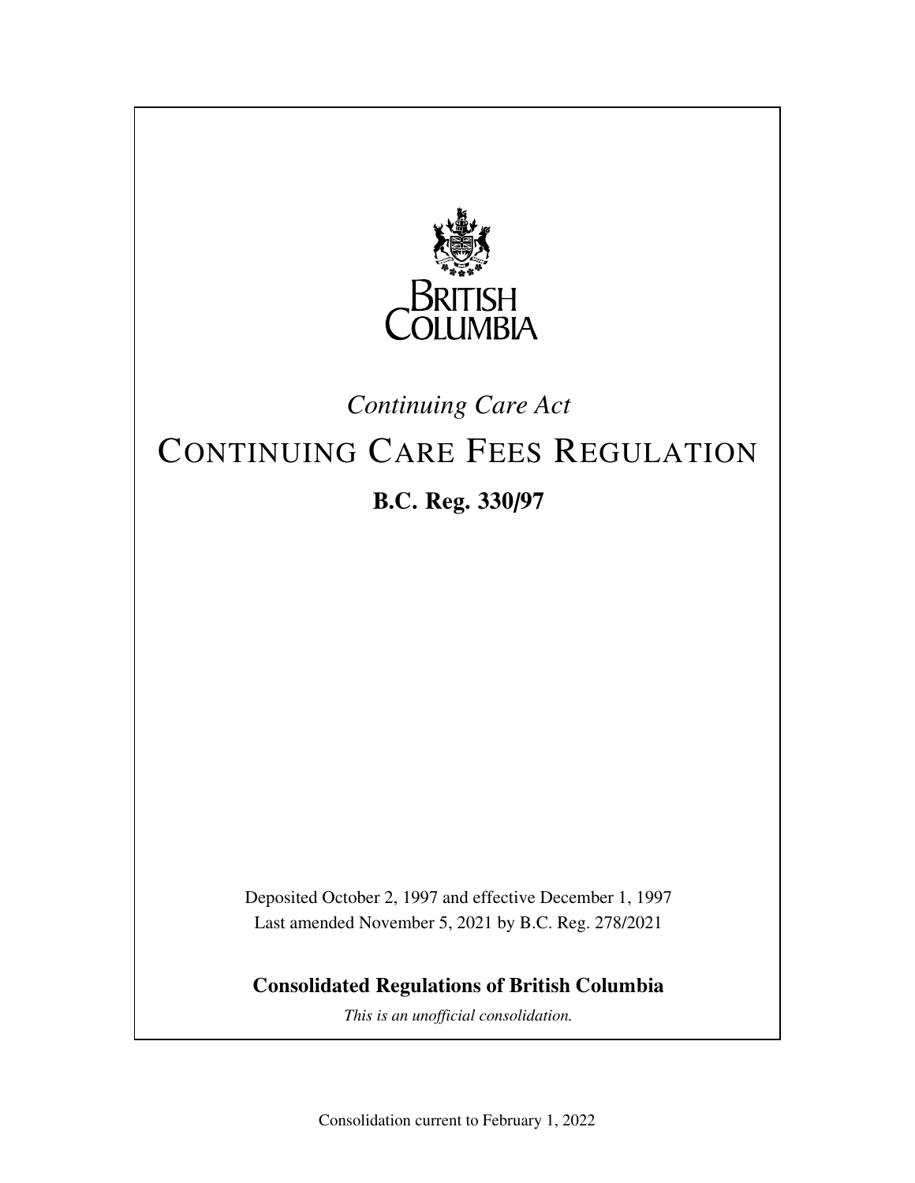BRITISH COLUMBIA

*Continuing Care Act*

# CONTINUING CARE FEES REGULATION

**B.C. Reg. 330/97**

Deposited October 2, 1997 and effective December 1, 1997
Last amended November 5, 2021 by B.C. Reg. 278/2021

**Consolidated Regulations of British Columbia**

*This is an unofficial consolidation.*

Consolidation current to February 1, 2022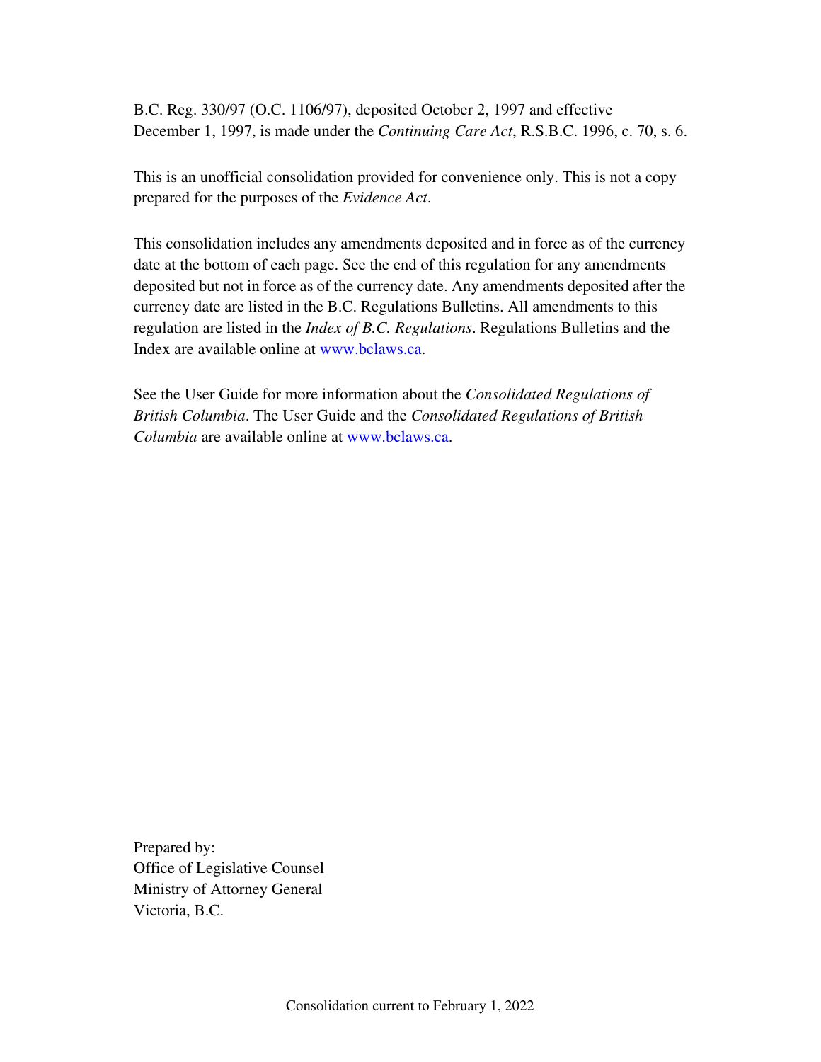B.C. Reg. 330/97 (O.C. 1106/97), deposited October 2, 1997 and effective December 1, 1997, is made under the *Continuing Care Act*, R.S.B.C. 1996, c. 70, s. 6.

This is an unofficial consolidation provided for convenience only. This is not a copy prepared for the purposes of the *Evidence Act*.

This consolidation includes any amendments deposited and in force as of the currency date at the bottom of each page. See the end of this regulation for any amendments deposited but not in force as of the currency date. Any amendments deposited after the currency date are listed in the B.C. Regulations Bulletins. All amendments to this regulation are listed in the *Index of B.C. Regulations*. Regulations Bulletins and the Index are available online at www.bclaws.ca.

See the User Guide for more information about the *Consolidated Regulations of British Columbia*. The User Guide and the *Consolidated Regulations of British Columbia* are available online at www.bclaws.ca.

Prepared by:
Office of Legislative Counsel
Ministry of Attorney General
Victoria, B.C.

Consolidation current to February 1, 2022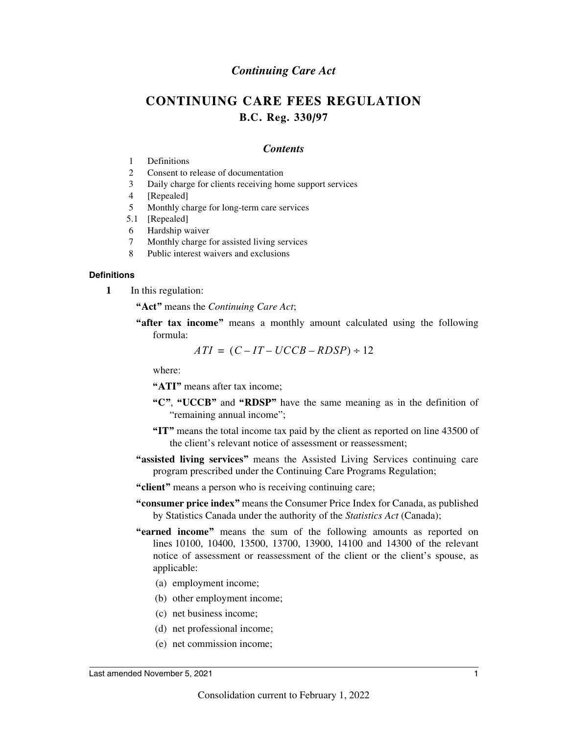*Continuing Care Act*

# CONTINUING CARE FEES REGULATION

## B.C. Reg. 330/97

### *Contents*

1 Definitions
2 Consent to release of documentation
3 Daily charge for clients receiving home support services
4 [Repealed]
5 Monthly charge for long-term care services
5.1 [Repealed]
6 Hardship waiver
7 Monthly charge for assisted living services
8 Public interest waivers and exclusions

#### Definitions

**1** In this regulation:

**"Act"** means the *Continuing Care Act*;

**"after tax income"** means a monthly amount calculated using the following formula:

$$ATI = (C - IT - UCCB - RDSP) \div 12$$

where:

**"ATI"** means after tax income;

**"C"**, **"UCCB"** and **"RDSP"** have the same meaning as in the definition of "remaining annual income";

**"IT"** means the total income tax paid by the client as reported on line 43500 of the client's relevant notice of assessment or reassessment;

**"assisted living services"** means the Assisted Living Services continuing care program prescribed under the Continuing Care Programs Regulation;

**"client"** means a person who is receiving continuing care;

**"consumer price index"** means the Consumer Price Index for Canada, as published by Statistics Canada under the authority of the *Statistics Act* (Canada);

**"earned income"** means the sum of the following amounts as reported on lines 10100, 10400, 13500, 13700, 13900, 14100 and 14300 of the relevant notice of assessment or reassessment of the client or the client's spouse, as applicable:

(a) employment income;

(b) other employment income;

(c) net business income;

(d) net professional income;

(e) net commission income;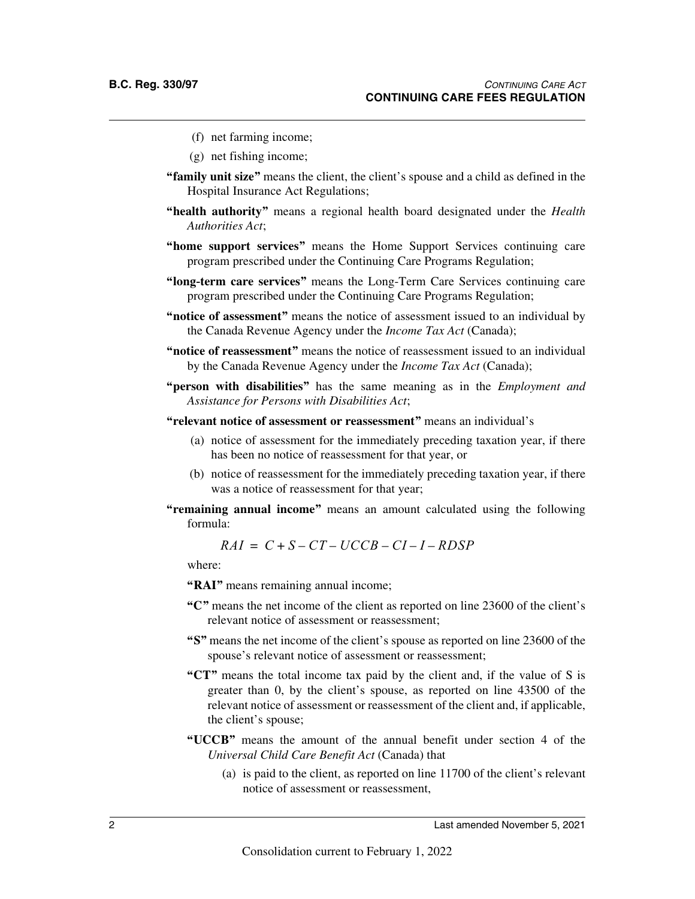(f) net farming income;

(g) net fishing income;

**"family unit size"** means the client, the client's spouse and a child as defined in the Hospital Insurance Act Regulations;

**"health authority"** means a regional health board designated under the *Health Authorities Act*;

**"home support services"** means the Home Support Services continuing care program prescribed under the Continuing Care Programs Regulation;

**"long-term care services"** means the Long-Term Care Services continuing care program prescribed under the Continuing Care Programs Regulation;

**"notice of assessment"** means the notice of assessment issued to an individual by the Canada Revenue Agency under the *Income Tax Act* (Canada);

**"notice of reassessment"** means the notice of reassessment issued to an individual by the Canada Revenue Agency under the *Income Tax Act* (Canada);

**"person with disabilities"** has the same meaning as in the *Employment and Assistance for Persons with Disabilities Act*;

**"relevant notice of assessment or reassessment"** means an individual's

(a) notice of assessment for the immediately preceding taxation year, if there has been no notice of reassessment for that year, or

(b) notice of reassessment for the immediately preceding taxation year, if there was a notice of reassessment for that year;

**"remaining annual income"** means an amount calculated using the following formula:

$$RAI = C + S - CT - UCCB - CI - I - RDSP$$

where:

**"RAI"** means remaining annual income;

**"C"** means the net income of the client as reported on line 23600 of the client's relevant notice of assessment or reassessment;

**"S"** means the net income of the client's spouse as reported on line 23600 of the spouse's relevant notice of assessment or reassessment;

**"CT"** means the total income tax paid by the client and, if the value of S is greater than 0, by the client's spouse, as reported on line 43500 of the relevant notice of assessment or reassessment of the client and, if applicable, the client's spouse;

**"UCCB"** means the amount of the annual benefit under section 4 of the *Universal Child Care Benefit Act* (Canada) that

(a) is paid to the client, as reported on line 11700 of the client's relevant notice of assessment or reassessment,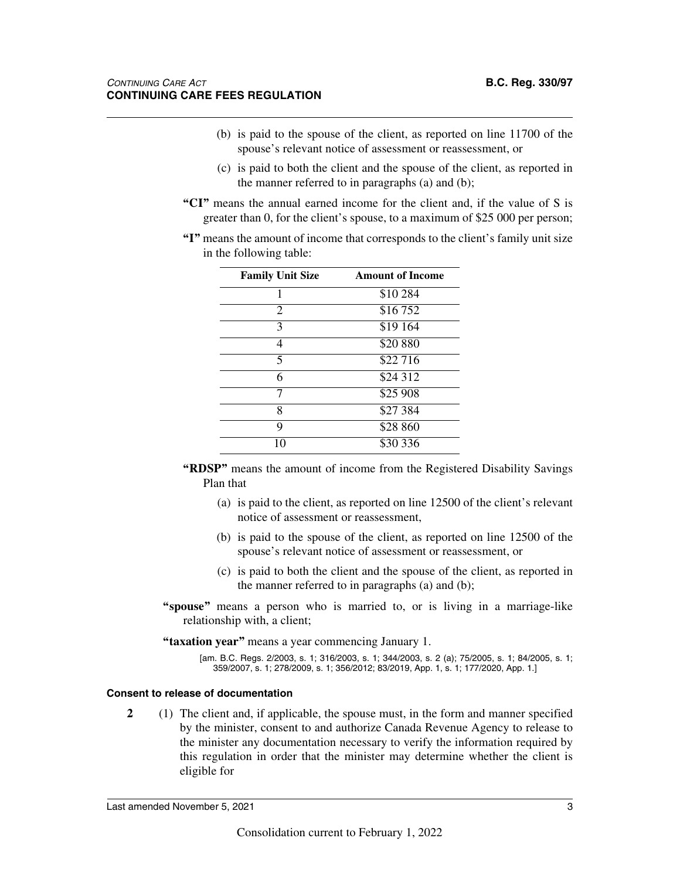(b) is paid to the spouse of the client, as reported on line 11700 of the spouse's relevant notice of assessment or reassessment, or

(c) is paid to both the client and the spouse of the client, as reported in the manner referred to in paragraphs (a) and (b);

**"CI"** means the annual earned income for the client and, if the value of S is greater than 0, for the client's spouse, to a maximum of $25 000 per person;

**"I"** means the amount of income that corresponds to the client's family unit size in the following table:

| Family Unit Size | Amount of Income |
|---|---|
| 1 | $10 284 |
| 2 | $16 752 |
| 3 | $19 164 |
| 4 | $20 880 |
| 5 | $22 716 |
| 6 | $24 312 |
| 7 | $25 908 |
| 8 | $27 384 |
| 9 | $28 860 |
| 10 | $30 336 |

**"RDSP"** means the amount of income from the Registered Disability Savings Plan that

(a) is paid to the client, as reported on line 12500 of the client's relevant notice of assessment or reassessment,

(b) is paid to the spouse of the client, as reported on line 12500 of the spouse's relevant notice of assessment or reassessment, or

(c) is paid to both the client and the spouse of the client, as reported in the manner referred to in paragraphs (a) and (b);

**"spouse"** means a person who is married to, or is living in a marriage-like relationship with, a client;

**"taxation year"** means a year commencing January 1.

[am. B.C. Regs. 2/2003, s. 1; 316/2003, s. 1; 344/2003, s. 2 (a); 75/2005, s. 1; 84/2005, s. 1; 359/2007, s. 1; 278/2009, s. 1; 356/2012; 83/2019, App. 1, s. 1; 177/2020, App. 1.]

#### Consent to release of documentation

**2** (1) The client and, if applicable, the spouse must, in the form and manner specified by the minister, consent to and authorize Canada Revenue Agency to release to the minister any documentation necessary to verify the information required by this regulation in order that the minister may determine whether the client is eligible for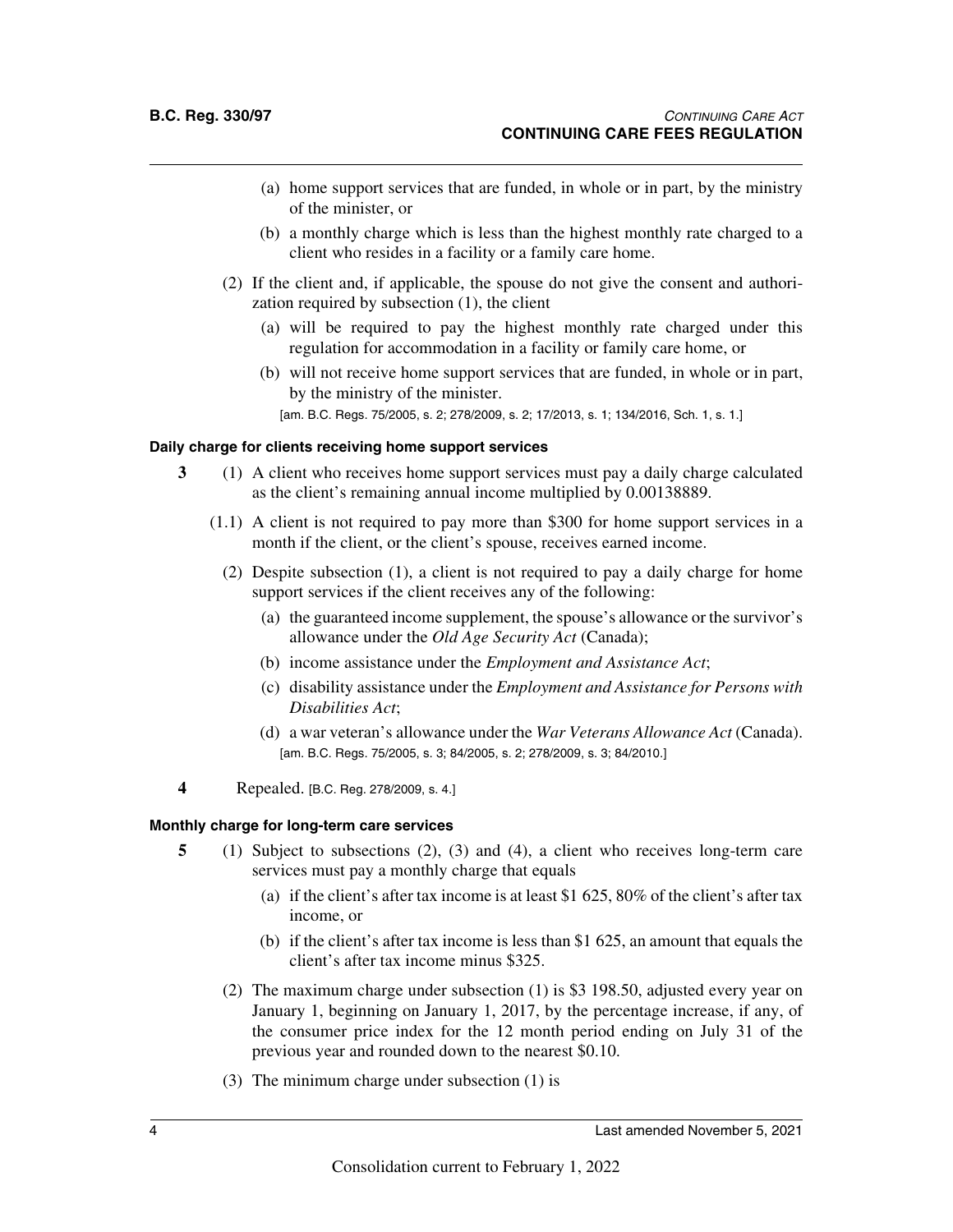(a) home support services that are funded, in whole or in part, by the ministry of the minister, or

(b) a monthly charge which is less than the highest monthly rate charged to a client who resides in a facility or a family care home.

(2) If the client and, if applicable, the spouse do not give the consent and authorization required by subsection (1), the client

(a) will be required to pay the highest monthly rate charged under this regulation for accommodation in a facility or family care home, or

(b) will not receive home support services that are funded, in whole or in part, by the ministry of the minister.

[am. B.C. Regs. 75/2005, s. 2; 278/2009, s. 2; 17/2013, s. 1; 134/2016, Sch. 1, s. 1.]

**Daily charge for clients receiving home support services**

**3** (1) A client who receives home support services must pay a daily charge calculated as the client's remaining annual income multiplied by 0.00138889.

(1.1) A client is not required to pay more than $300 for home support services in a month if the client, or the client's spouse, receives earned income.

(2) Despite subsection (1), a client is not required to pay a daily charge for home support services if the client receives any of the following:

(a) the guaranteed income supplement, the spouse's allowance or the survivor's allowance under the *Old Age Security Act* (Canada);

(b) income assistance under the *Employment and Assistance Act*;

(c) disability assistance under the *Employment and Assistance for Persons with Disabilities Act*;

(d) a war veteran's allowance under the *War Veterans Allowance Act* (Canada).

[am. B.C. Regs. 75/2005, s. 3; 84/2005, s. 2; 278/2009, s. 3; 84/2010.]

**4** Repealed. [B.C. Reg. 278/2009, s. 4.]

**Monthly charge for long-term care services**

**5** (1) Subject to subsections (2), (3) and (4), a client who receives long-term care services must pay a monthly charge that equals

(a) if the client's after tax income is at least $1 625, 80% of the client's after tax income, or

(b) if the client's after tax income is less than $1 625, an amount that equals the client's after tax income minus $325.

(2) The maximum charge under subsection (1) is $3 198.50, adjusted every year on January 1, beginning on January 1, 2017, by the percentage increase, if any, of the consumer price index for the 12 month period ending on July 31 of the previous year and rounded down to the nearest $0.10.

(3) The minimum charge under subsection (1) is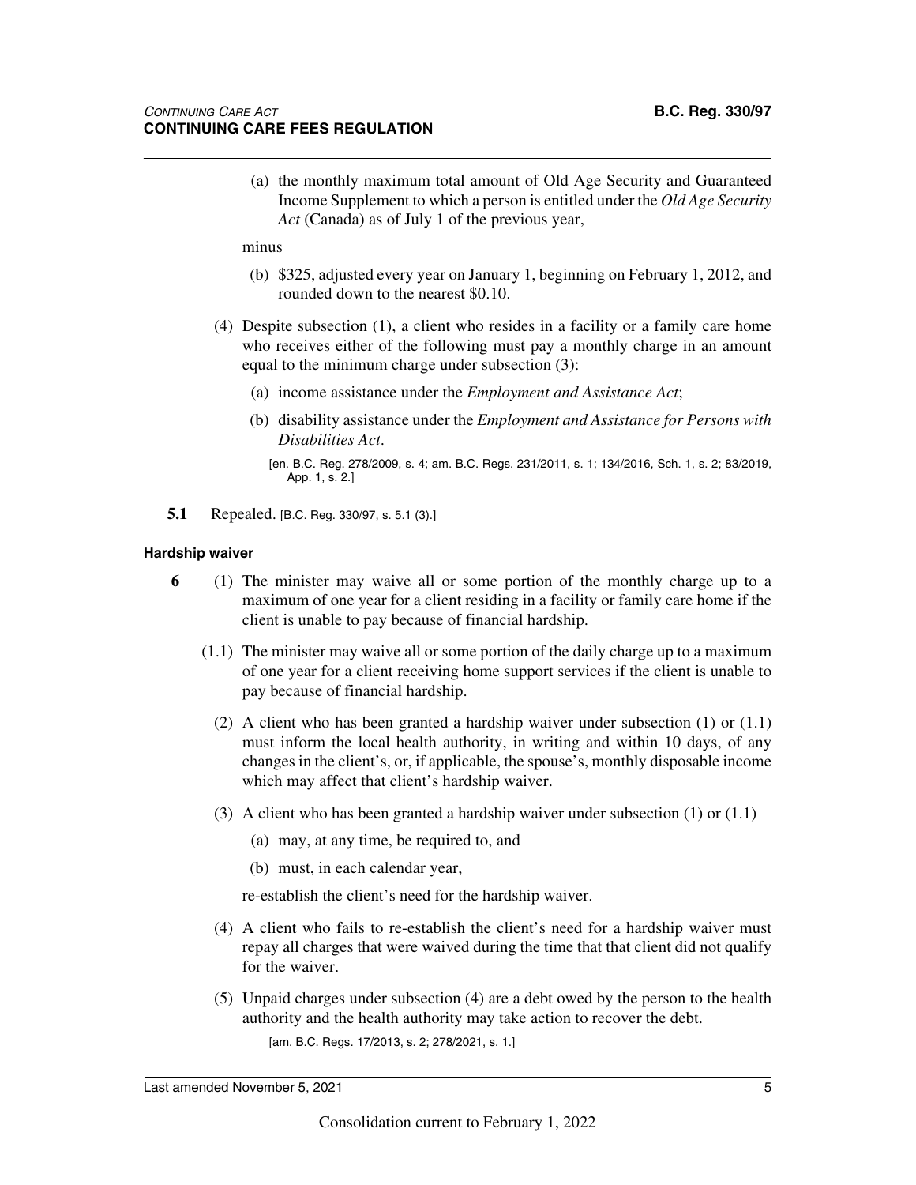(a) the monthly maximum total amount of Old Age Security and Guaranteed Income Supplement to which a person is entitled under the *Old Age Security Act* (Canada) as of July 1 of the previous year,

minus

(b) $325, adjusted every year on January 1, beginning on February 1, 2012, and rounded down to the nearest $0.10.

(4) Despite subsection (1), a client who resides in a facility or a family care home who receives either of the following must pay a monthly charge in an amount equal to the minimum charge under subsection (3):

(a) income assistance under the *Employment and Assistance Act*;

(b) disability assistance under the *Employment and Assistance for Persons with Disabilities Act*.

[en. B.C. Reg. 278/2009, s. 4; am. B.C. Regs. 231/2011, s. 1; 134/2016, Sch. 1, s. 2; 83/2019, App. 1, s. 2.]

**5.1** Repealed. [B.C. Reg. 330/97, s. 5.1 (3).]

#### Hardship waiver

**6** (1) The minister may waive all or some portion of the monthly charge up to a maximum of one year for a client residing in a facility or family care home if the client is unable to pay because of financial hardship.

(1.1) The minister may waive all or some portion of the daily charge up to a maximum of one year for a client receiving home support services if the client is unable to pay because of financial hardship.

(2) A client who has been granted a hardship waiver under subsection (1) or (1.1) must inform the local health authority, in writing and within 10 days, of any changes in the client's, or, if applicable, the spouse's, monthly disposable income which may affect that client's hardship waiver.

(3) A client who has been granted a hardship waiver under subsection (1) or (1.1)

(a) may, at any time, be required to, and

(b) must, in each calendar year,

re-establish the client's need for the hardship waiver.

(4) A client who fails to re-establish the client's need for a hardship waiver must repay all charges that were waived during the time that that client did not qualify for the waiver.

(5) Unpaid charges under subsection (4) are a debt owed by the person to the health authority and the health authority may take action to recover the debt.

[am. B.C. Regs. 17/2013, s. 2; 278/2021, s. 1.]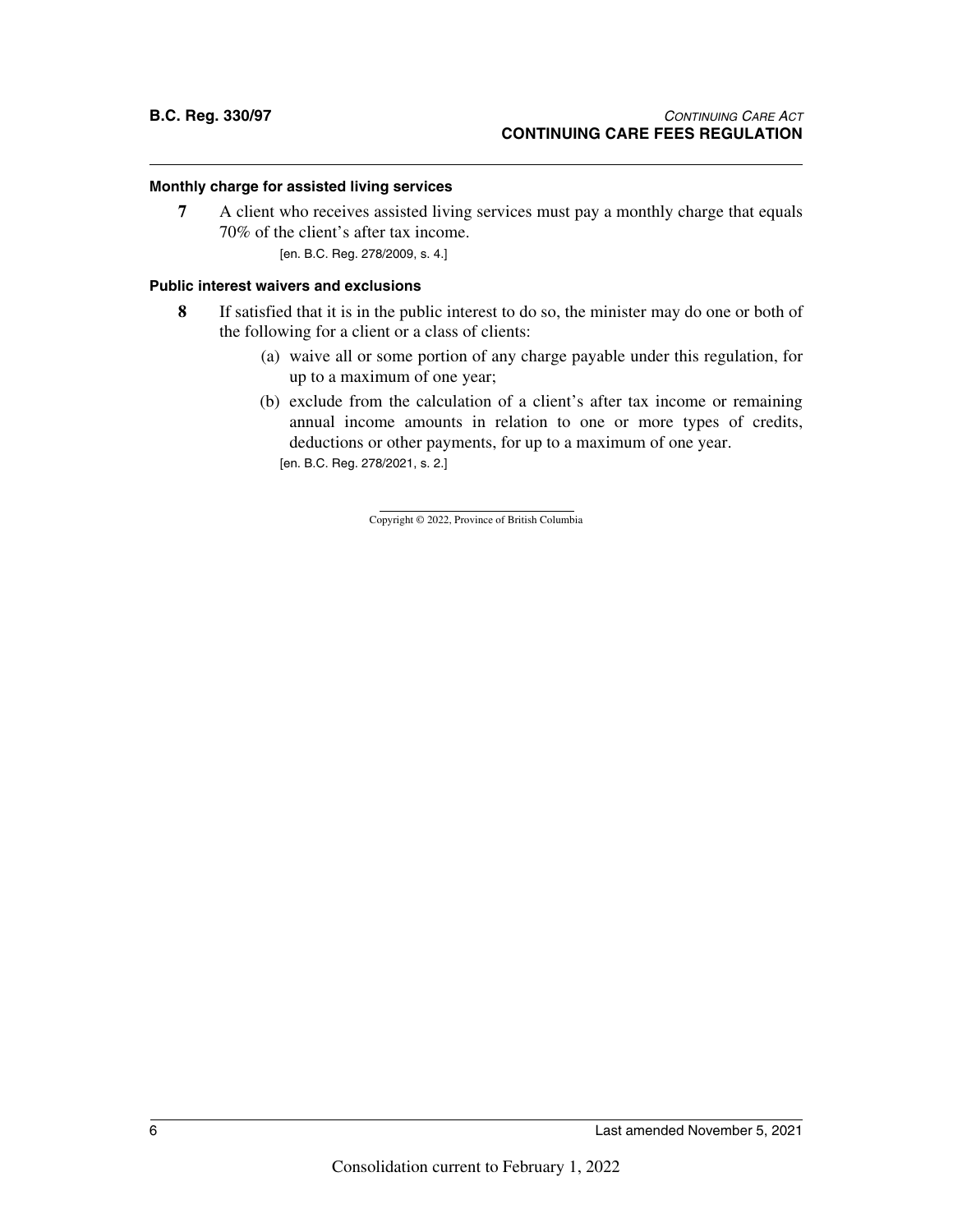### Monthly charge for assisted living services

**7** A client who receives assisted living services must pay a monthly charge that equals 70% of the client's after tax income.

[en. B.C. Reg. 278/2009, s. 4.]

### Public interest waivers and exclusions

**8** If satisfied that it is in the public interest to do so, the minister may do one or both of the following for a client or a class of clients:

(a) waive all or some portion of any charge payable under this regulation, for up to a maximum of one year;

(b) exclude from the calculation of a client's after tax income or remaining annual income amounts in relation to one or more types of credits, deductions or other payments, for up to a maximum of one year.

[en. B.C. Reg. 278/2021, s. 2.]

Copyright © 2022, Province of British Columbia